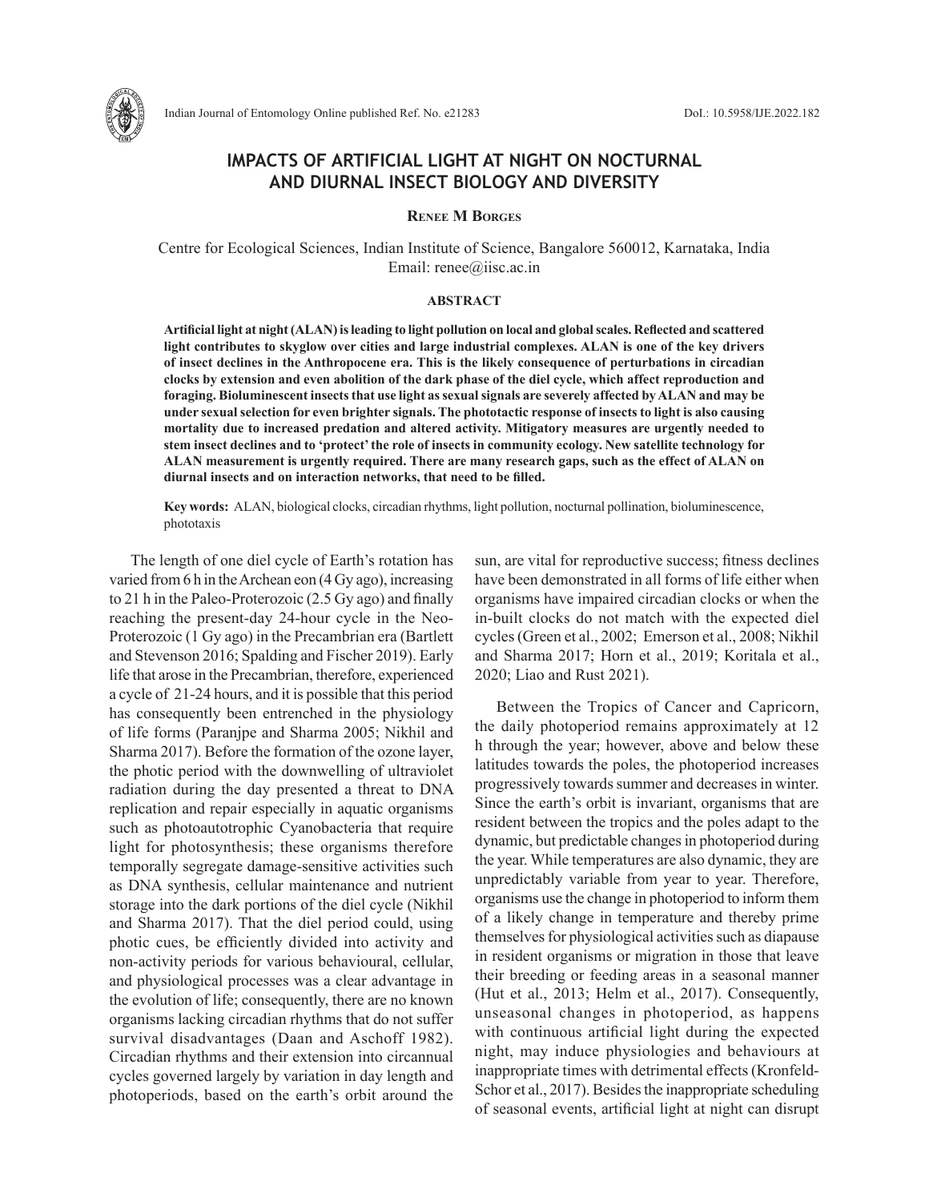# IMPACTS OF ARTIFICIAL LIGHT AT NIGHT ON NOCTURNAL AND DIURNAL INSECT BIOLOGY AND DIVERSITY

**Renee M Borges**

Centre for Ecological Sciences, Indian Institute of Science, Bangalore 560012, Karnataka, India
Email: renee@iisc.ac.in

## ABSTRACT

**Artificial light at night (ALAN) is leading to light pollution on local and global scales. Reflected and scattered light contributes to skyglow over cities and large industrial complexes. ALAN is one of the key drivers of insect declines in the Anthropocene era. This is the likely consequence of perturbations in circadian clocks by extension and even abolition of the dark phase of the diel cycle, which affect reproduction and foraging. Bioluminescent insects that use light as sexual signals are severely affected by ALAN and may be under sexual selection for even brighter signals. The phototactic response of insects to light is also causing mortality due to increased predation and altered activity. Mitigatory measures are urgently needed to stem insect declines and to 'protect' the role of insects in community ecology. New satellite technology for ALAN measurement is urgently required. There are many research gaps, such as the effect of ALAN on diurnal insects and on interaction networks, that need to be filled.**

**Key words:** ALAN, biological clocks, circadian rhythms, light pollution, nocturnal pollination, bioluminescence, phototaxis

The length of one diel cycle of Earth's rotation has varied from 6 h in the Archean eon (4 Gy ago), increasing to 21 h in the Paleo-Proterozoic (2.5 Gy ago) and finally reaching the present-day 24-hour cycle in the Neo-Proterozoic (1 Gy ago) in the Precambrian era (Bartlett and Stevenson 2016; Spalding and Fischer 2019). Early life that arose in the Precambrian, therefore, experienced a cycle of 21-24 hours, and it is possible that this period has consequently been entrenched in the physiology of life forms (Paranjpe and Sharma 2005; Nikhil and Sharma 2017). Before the formation of the ozone layer, the photic period with the downwelling of ultraviolet radiation during the day presented a threat to DNA replication and repair especially in aquatic organisms such as photoautotrophic Cyanobacteria that require light for photosynthesis; these organisms therefore temporally segregate damage-sensitive activities such as DNA synthesis, cellular maintenance and nutrient storage into the dark portions of the diel cycle (Nikhil and Sharma 2017). That the diel period could, using photic cues, be efficiently divided into activity and non-activity periods for various behavioural, cellular, and physiological processes was a clear advantage in the evolution of life; consequently, there are no known organisms lacking circadian rhythms that do not suffer survival disadvantages (Daan and Aschoff 1982). Circadian rhythms and their extension into circannual cycles governed largely by variation in day length and photoperiods, based on the earth's orbit around the sun, are vital for reproductive success; fitness declines have been demonstrated in all forms of life either when organisms have impaired circadian clocks or when the in-built clocks do not match with the expected diel cycles (Green et al., 2002; Emerson et al., 2008; Nikhil and Sharma 2017; Horn et al., 2019; Koritala et al., 2020; Liao and Rust 2021).

Between the Tropics of Cancer and Capricorn, the daily photoperiod remains approximately at 12 h through the year; however, above and below these latitudes towards the poles, the photoperiod increases progressively towards summer and decreases in winter. Since the earth's orbit is invariant, organisms that are resident between the tropics and the poles adapt to the dynamic, but predictable changes in photoperiod during the year. While temperatures are also dynamic, they are unpredictably variable from year to year. Therefore, organisms use the change in photoperiod to inform them of a likely change in temperature and thereby prime themselves for physiological activities such as diapause in resident organisms or migration in those that leave their breeding or feeding areas in a seasonal manner (Hut et al., 2013; Helm et al., 2017). Consequently, unseasonal changes in photoperiod, as happens with continuous artificial light during the expected night, may induce physiologies and behaviours at inappropriate times with detrimental effects (Kronfeld-Schor et al., 2017). Besides the inappropriate scheduling of seasonal events, artificial light at night can disrupt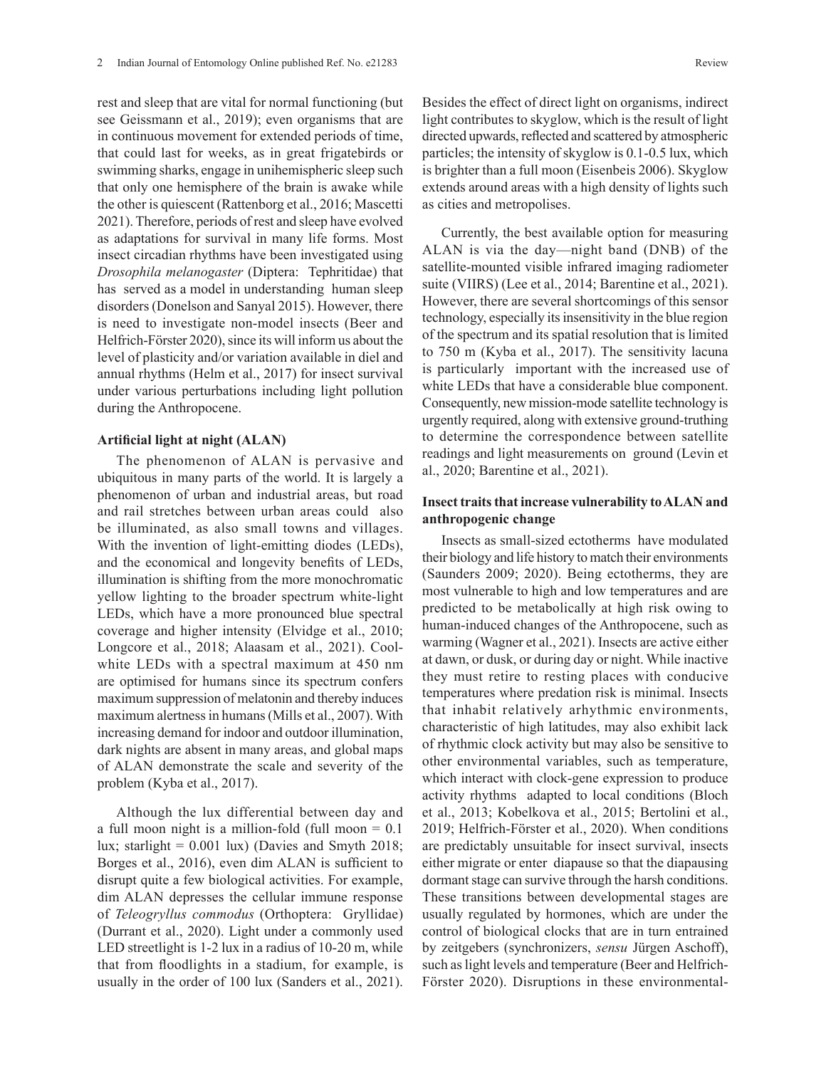rest and sleep that are vital for normal functioning (but see Geissmann et al., 2019); even organisms that are in continuous movement for extended periods of time, that could last for weeks, as in great frigatebirds or swimming sharks, engage in unihemispheric sleep such that only one hemisphere of the brain is awake while the other is quiescent (Rattenborg et al., 2016; Mascetti 2021). Therefore, periods of rest and sleep have evolved as adaptations for survival in many life forms. Most insect circadian rhythms have been investigated using *Drosophila melanogaster* (Diptera: Tephritidae) that has served as a model in understanding human sleep disorders (Donelson and Sanyal 2015). However, there is need to investigate non-model insects (Beer and Helfrich-Förster 2020), since its will inform us about the level of plasticity and/or variation available in diel and annual rhythms (Helm et al., 2017) for insect survival under various perturbations including light pollution during the Anthropocene.

**Artificial light at night (ALAN)**

The phenomenon of ALAN is pervasive and ubiquitous in many parts of the world. It is largely a phenomenon of urban and industrial areas, but road and rail stretches between urban areas could also be illuminated, as also small towns and villages. With the invention of light-emitting diodes (LEDs), and the economical and longevity benefits of LEDs, illumination is shifting from the more monochromatic yellow lighting to the broader spectrum white-light LEDs, which have a more pronounced blue spectral coverage and higher intensity (Elvidge et al., 2010; Longcore et al., 2018; Alaasam et al., 2021). Cool-white LEDs with a spectral maximum at 450 nm are optimised for humans since its spectrum confers maximum suppression of melatonin and thereby induces maximum alertness in humans (Mills et al., 2007). With increasing demand for indoor and outdoor illumination, dark nights are absent in many areas, and global maps of ALAN demonstrate the scale and severity of the problem (Kyba et al., 2017).

Although the lux differential between day and a full moon night is a million-fold (full moon = 0.1 lux; starlight = 0.001 lux) (Davies and Smyth 2018; Borges et al., 2016), even dim ALAN is sufficient to disrupt quite a few biological activities. For example, dim ALAN depresses the cellular immune response of *Teleogryllus commodus* (Orthoptera: Gryllidae) (Durrant et al., 2020). Light under a commonly used LED streetlight is 1-2 lux in a radius of 10-20 m, while that from floodlights in a stadium, for example, is usually in the order of 100 lux (Sanders et al., 2021). Besides the effect of direct light on organisms, indirect light contributes to skyglow, which is the result of light directed upwards, reflected and scattered by atmospheric particles; the intensity of skyglow is 0.1-0.5 lux, which is brighter than a full moon (Eisenbeis 2006). Skyglow extends around areas with a high density of lights such as cities and metropolises.

Currently, the best available option for measuring ALAN is via the day—night band (DNB) of the satellite-mounted visible infrared imaging radiometer suite (VIIRS) (Lee et al., 2014; Barentine et al., 2021). However, there are several shortcomings of this sensor technology, especially its insensitivity in the blue region of the spectrum and its spatial resolution that is limited to 750 m (Kyba et al., 2017). The sensitivity lacuna is particularly important with the increased use of white LEDs that have a considerable blue component. Consequently, new mission-mode satellite technology is urgently required, along with extensive ground-truthing to determine the correspondence between satellite readings and light measurements on ground (Levin et al., 2020; Barentine et al., 2021).

**Insect traits that increase vulnerability to ALAN and anthropogenic change**

Insects as small-sized ectotherms have modulated their biology and life history to match their environments (Saunders 2009; 2020). Being ectotherms, they are most vulnerable to high and low temperatures and are predicted to be metabolically at high risk owing to human-induced changes of the Anthropocene, such as warming (Wagner et al., 2021). Insects are active either at dawn, or dusk, or during day or night. While inactive they must retire to resting places with conducive temperatures where predation risk is minimal. Insects that inhabit relatively arhythmic environments, characteristic of high latitudes, may also exhibit lack of rhythmic clock activity but may also be sensitive to other environmental variables, such as temperature, which interact with clock-gene expression to produce activity rhythms adapted to local conditions (Bloch et al., 2013; Kobelkova et al., 2015; Bertolini et al., 2019; Helfrich-Förster et al., 2020). When conditions are predictably unsuitable for insect survival, insects either migrate or enter diapause so that the diapausing dormant stage can survive through the harsh conditions. These transitions between developmental stages are usually regulated by hormones, which are under the control of biological clocks that are in turn entrained by zeitgebers (synchronizers, *sensu* Jürgen Aschoff), such as light levels and temperature (Beer and Helfrich-Förster 2020). Disruptions in these environmental-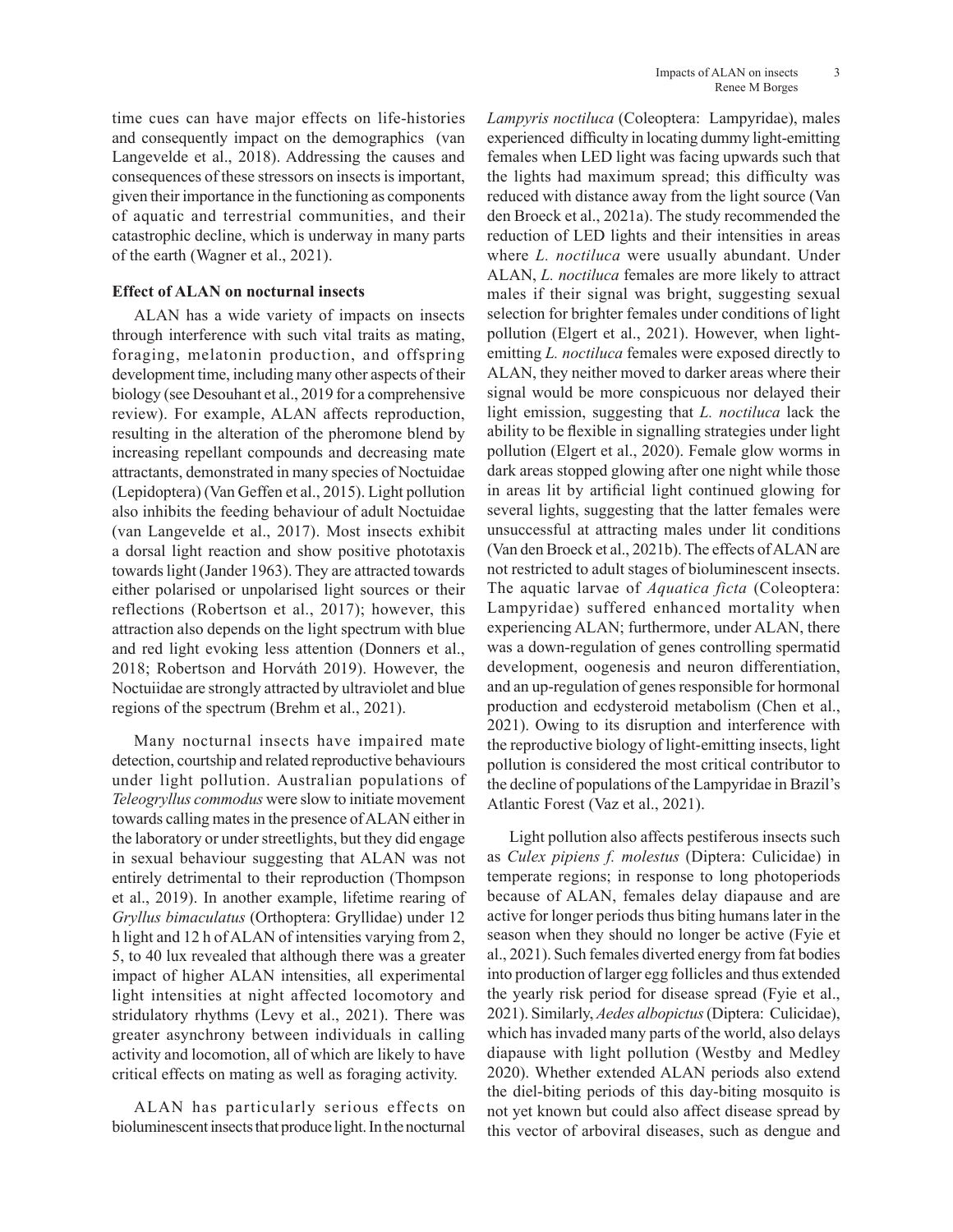time cues can have major effects on life-histories and consequently impact on the demographics (van Langevelde et al., 2018). Addressing the causes and consequences of these stressors on insects is important, given their importance in the functioning as components of aquatic and terrestrial communities, and their catastrophic decline, which is underway in many parts of the earth (Wagner et al., 2021).

**Effect of ALAN on nocturnal insects**

ALAN has a wide variety of impacts on insects through interference with such vital traits as mating, foraging, melatonin production, and offspring development time, including many other aspects of their biology (see Desouhant et al., 2019 for a comprehensive review). For example, ALAN affects reproduction, resulting in the alteration of the pheromone blend by increasing repellant compounds and decreasing mate attractants, demonstrated in many species of Noctuidae (Lepidoptera) (Van Geffen et al., 2015). Light pollution also inhibits the feeding behaviour of adult Noctuidae (van Langevelde et al., 2017). Most insects exhibit a dorsal light reaction and show positive phototaxis towards light (Jander 1963). They are attracted towards either polarised or unpolarised light sources or their reflections (Robertson et al., 2017); however, this attraction also depends on the light spectrum with blue and red light evoking less attention (Donners et al., 2018; Robertson and Horváth 2019). However, the Noctuiidae are strongly attracted by ultraviolet and blue regions of the spectrum (Brehm et al., 2021).

Many nocturnal insects have impaired mate detection, courtship and related reproductive behaviours under light pollution. Australian populations of *Teleogryllus commodus* were slow to initiate movement towards calling mates in the presence of ALAN either in the laboratory or under streetlights, but they did engage in sexual behaviour suggesting that ALAN was not entirely detrimental to their reproduction (Thompson et al., 2019). In another example, lifetime rearing of *Gryllus bimaculatus* (Orthoptera: Gryllidae) under 12 h light and 12 h of ALAN of intensities varying from 2, 5, to 40 lux revealed that although there was a greater impact of higher ALAN intensities, all experimental light intensities at night affected locomotory and stridulatory rhythms (Levy et al., 2021). There was greater asynchrony between individuals in calling activity and locomotion, all of which are likely to have critical effects on mating as well as foraging activity.

ALAN has particularly serious effects on bioluminescent insects that produce light. In the nocturnal *Lampyris noctiluca* (Coleoptera: Lampyridae), males experienced difficulty in locating dummy light-emitting females when LED light was facing upwards such that the lights had maximum spread; this difficulty was reduced with distance away from the light source (Van den Broeck et al., 2021a). The study recommended the reduction of LED lights and their intensities in areas where *L. noctiluca* were usually abundant. Under ALAN, *L. noctiluca* females are more likely to attract males if their signal was bright, suggesting sexual selection for brighter females under conditions of light pollution (Elgert et al., 2021). However, when light-emitting *L. noctiluca* females were exposed directly to ALAN, they neither moved to darker areas where their signal would be more conspicuous nor delayed their light emission, suggesting that *L. noctiluca* lack the ability to be flexible in signalling strategies under light pollution (Elgert et al., 2020). Female glow worms in dark areas stopped glowing after one night while those in areas lit by artificial light continued glowing for several lights, suggesting that the latter females were unsuccessful at attracting males under lit conditions (Van den Broeck et al., 2021b). The effects of ALAN are not restricted to adult stages of bioluminescent insects. The aquatic larvae of *Aquatica ficta* (Coleoptera: Lampyridae) suffered enhanced mortality when experiencing ALAN; furthermore, under ALAN, there was a down-regulation of genes controlling spermatid development, oogenesis and neuron differentiation, and an up-regulation of genes responsible for hormonal production and ecdysteroid metabolism (Chen et al., 2021). Owing to its disruption and interference with the reproductive biology of light-emitting insects, light pollution is considered the most critical contributor to the decline of populations of the Lampyridae in Brazil's Atlantic Forest (Vaz et al., 2021).

Light pollution also affects pestiferous insects such as *Culex pipiens f. molestus* (Diptera: Culicidae) in temperate regions; in response to long photoperiods because of ALAN, females delay diapause and are active for longer periods thus biting humans later in the season when they should no longer be active (Fyie et al., 2021). Such females diverted energy from fat bodies into production of larger egg follicles and thus extended the yearly risk period for disease spread (Fyie et al., 2021). Similarly, *Aedes albopictus* (Diptera: Culicidae), which has invaded many parts of the world, also delays diapause with light pollution (Westby and Medley 2020). Whether extended ALAN periods also extend the diel-biting periods of this day-biting mosquito is not yet known but could also affect disease spread by this vector of arboviral diseases, such as dengue and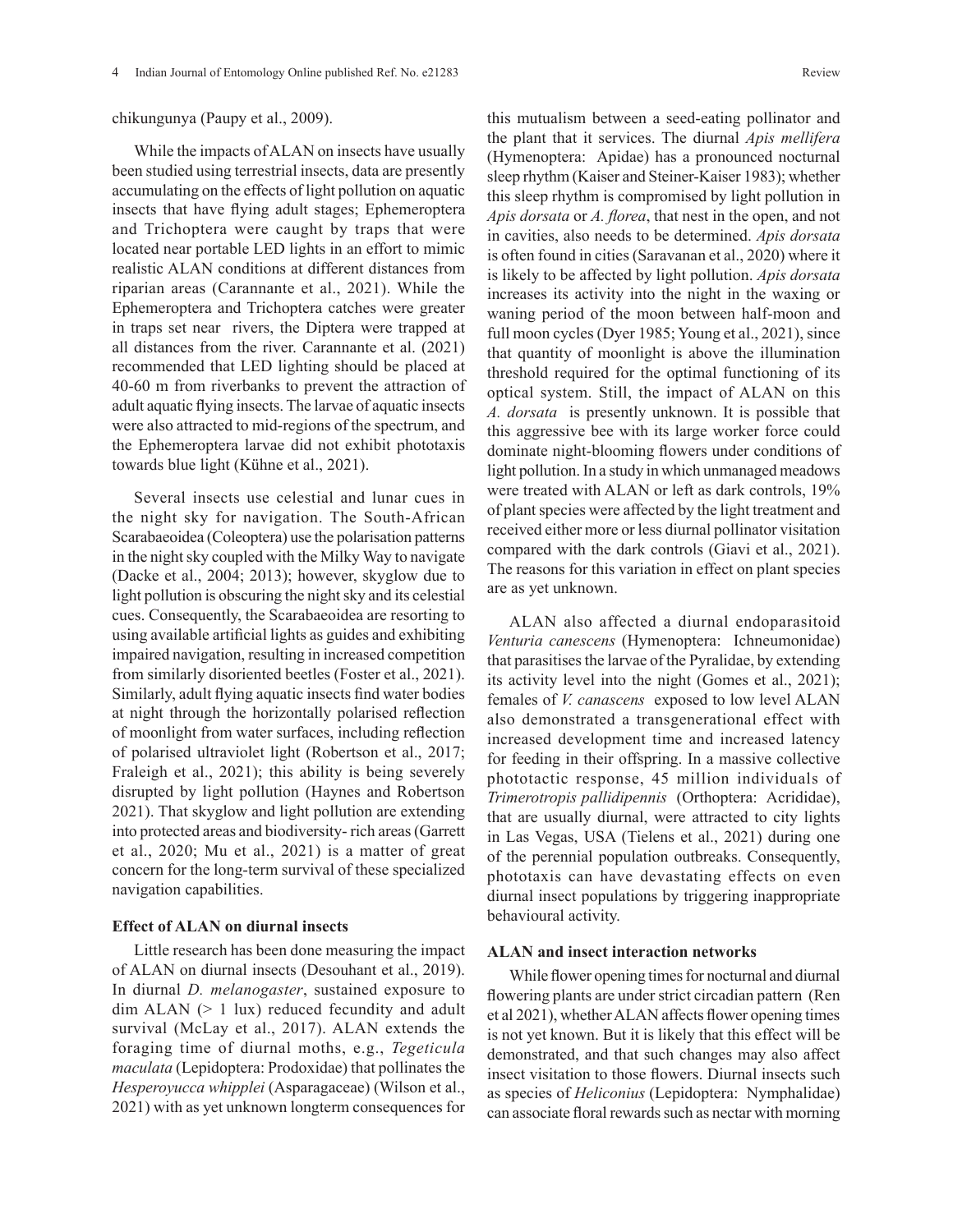chikungunya (Paupy et al., 2009).

While the impacts of ALAN on insects have usually been studied using terrestrial insects, data are presently accumulating on the effects of light pollution on aquatic insects that have flying adult stages; Ephemeroptera and Trichoptera were caught by traps that were located near portable LED lights in an effort to mimic realistic ALAN conditions at different distances from riparian areas (Carannante et al., 2021). While the Ephemeroptera and Trichoptera catches were greater in traps set near rivers, the Diptera were trapped at all distances from the river. Carannante et al. (2021) recommended that LED lighting should be placed at 40-60 m from riverbanks to prevent the attraction of adult aquatic flying insects. The larvae of aquatic insects were also attracted to mid-regions of the spectrum, and the Ephemeroptera larvae did not exhibit phototaxis towards blue light (Kühne et al., 2021).

Several insects use celestial and lunar cues in the night sky for navigation. The South-African Scarabaeoidea (Coleoptera) use the polarisation patterns in the night sky coupled with the Milky Way to navigate (Dacke et al., 2004; 2013); however, skyglow due to light pollution is obscuring the night sky and its celestial cues. Consequently, the Scarabaeoidea are resorting to using available artificial lights as guides and exhibiting impaired navigation, resulting in increased competition from similarly disoriented beetles (Foster et al., 2021). Similarly, adult flying aquatic insects find water bodies at night through the horizontally polarised reflection of moonlight from water surfaces, including reflection of polarised ultraviolet light (Robertson et al., 2017; Fraleigh et al., 2021); this ability is being severely disrupted by light pollution (Haynes and Robertson 2021). That skyglow and light pollution are extending into protected areas and biodiversity- rich areas (Garrett et al., 2020; Mu et al., 2021) is a matter of great concern for the long-term survival of these specialized navigation capabilities.

### Effect of ALAN on diurnal insects

Little research has been done measuring the impact of ALAN on diurnal insects (Desouhant et al., 2019). In diurnal *D. melanogaster*, sustained exposure to dim ALAN (> 1 lux) reduced fecundity and adult survival (McLay et al., 2017). ALAN extends the foraging time of diurnal moths, e.g., *Tegeticula maculata* (Lepidoptera: Prodoxidae) that pollinates the *Hesperoyucca whipplei* (Asparagaceae) (Wilson et al., 2021) with as yet unknown longterm consequences for this mutualism between a seed-eating pollinator and the plant that it services. The diurnal *Apis mellifera* (Hymenoptera: Apidae) has a pronounced nocturnal sleep rhythm (Kaiser and Steiner-Kaiser 1983); whether this sleep rhythm is compromised by light pollution in *Apis dorsata* or *A. florea*, that nest in the open, and not in cavities, also needs to be determined. *Apis dorsata* is often found in cities (Saravanan et al., 2020) where it is likely to be affected by light pollution. *Apis dorsata* increases its activity into the night in the waxing or waning period of the moon between half-moon and full moon cycles (Dyer 1985; Young et al., 2021), since that quantity of moonlight is above the illumination threshold required for the optimal functioning of its optical system. Still, the impact of ALAN on this *A. dorsata* is presently unknown. It is possible that this aggressive bee with its large worker force could dominate night-blooming flowers under conditions of light pollution. In a study in which unmanaged meadows were treated with ALAN or left as dark controls, 19% of plant species were affected by the light treatment and received either more or less diurnal pollinator visitation compared with the dark controls (Giavi et al., 2021). The reasons for this variation in effect on plant species are as yet unknown.

ALAN also affected a diurnal endoparasitoid *Venturia canescens* (Hymenoptera: Ichneumonidae) that parasitises the larvae of the Pyralidae, by extending its activity level into the night (Gomes et al., 2021); females of *V. canascens* exposed to low level ALAN also demonstrated a transgenerational effect with increased development time and increased latency for feeding in their offspring. In a massive collective phototactic response, 45 million individuals of *Trimerotropis pallidipennis* (Orthoptera: Acrididae), that are usually diurnal, were attracted to city lights in Las Vegas, USA (Tielens et al., 2021) during one of the perennial population outbreaks. Consequently, phototaxis can have devastating effects on even diurnal insect populations by triggering inappropriate behavioural activity.

### ALAN and insect interaction networks

While flower opening times for nocturnal and diurnal flowering plants are under strict circadian pattern (Ren et al 2021), whether ALAN affects flower opening times is not yet known. But it is likely that this effect will be demonstrated, and that such changes may also affect insect visitation to those flowers. Diurnal insects such as species of *Heliconius* (Lepidoptera: Nymphalidae) can associate floral rewards such as nectar with morning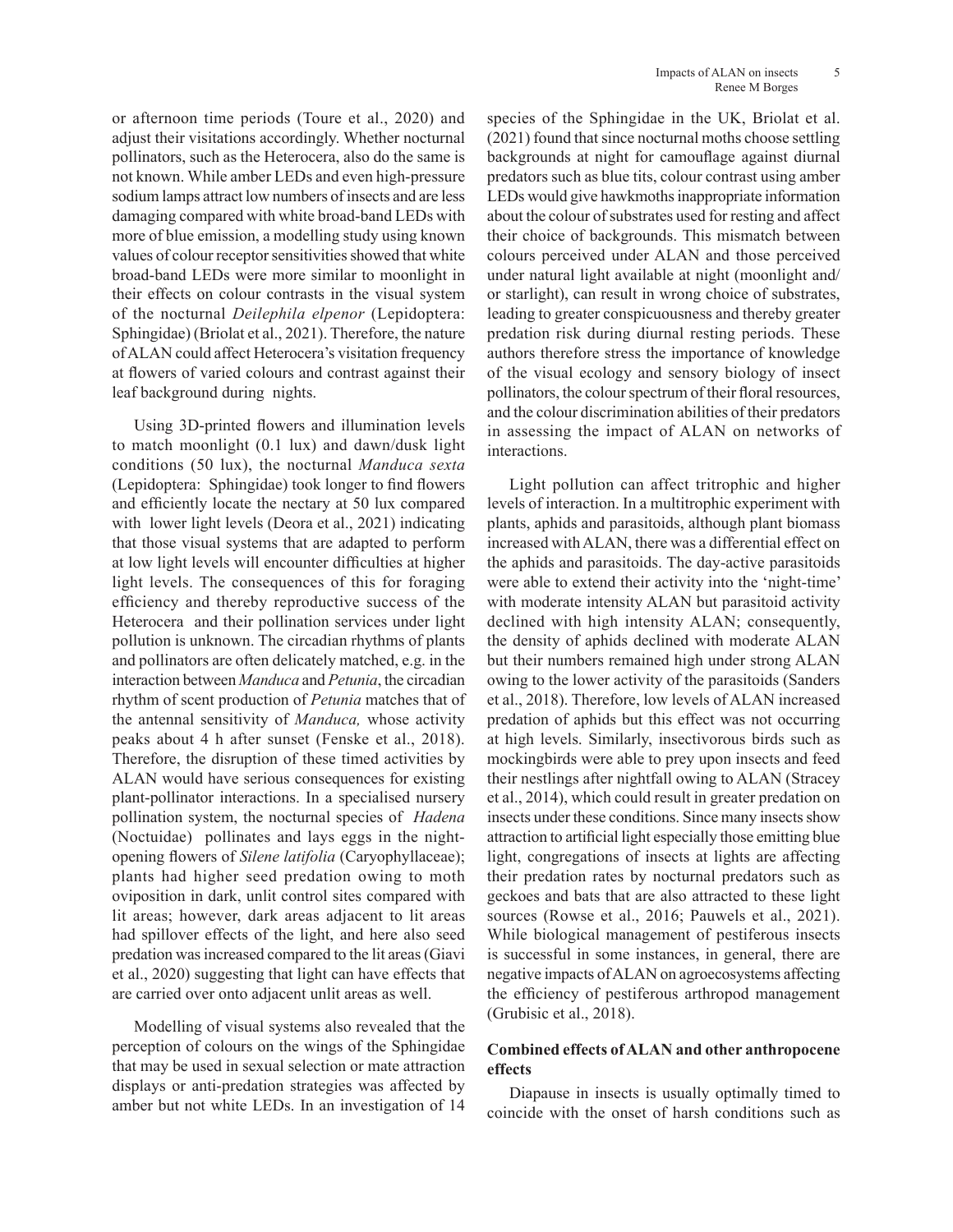or afternoon time periods (Toure et al., 2020) and adjust their visitations accordingly. Whether nocturnal pollinators, such as the Heterocera, also do the same is not known. While amber LEDs and even high-pressure sodium lamps attract low numbers of insects and are less damaging compared with white broad-band LEDs with more of blue emission, a modelling study using known values of colour receptor sensitivities showed that white broad-band LEDs were more similar to moonlight in their effects on colour contrasts in the visual system of the nocturnal *Deilephila elpenor* (Lepidoptera: Sphingidae) (Briolat et al., 2021). Therefore, the nature of ALAN could affect Heterocera's visitation frequency at flowers of varied colours and contrast against their leaf background during nights.

Using 3D-printed flowers and illumination levels to match moonlight (0.1 lux) and dawn/dusk light conditions (50 lux), the nocturnal *Manduca sexta* (Lepidoptera: Sphingidae) took longer to find flowers and efficiently locate the nectary at 50 lux compared with lower light levels (Deora et al., 2021) indicating that those visual systems that are adapted to perform at low light levels will encounter difficulties at higher light levels. The consequences of this for foraging efficiency and thereby reproductive success of the Heterocera and their pollination services under light pollution is unknown. The circadian rhythms of plants and pollinators are often delicately matched, e.g. in the interaction between *Manduca* and *Petunia*, the circadian rhythm of scent production of *Petunia* matches that of the antennal sensitivity of *Manduca,* whose activity peaks about 4 h after sunset (Fenske et al., 2018). Therefore, the disruption of these timed activities by ALAN would have serious consequences for existing plant-pollinator interactions. In a specialised nursery pollination system, the nocturnal species of *Hadena* (Noctuidae) pollinates and lays eggs in the night-opening flowers of *Silene latifolia* (Caryophyllaceae); plants had higher seed predation owing to moth oviposition in dark, unlit control sites compared with lit areas; however, dark areas adjacent to lit areas had spillover effects of the light, and here also seed predation was increased compared to the lit areas (Giavi et al., 2020) suggesting that light can have effects that are carried over onto adjacent unlit areas as well.

Modelling of visual systems also revealed that the perception of colours on the wings of the Sphingidae that may be used in sexual selection or mate attraction displays or anti-predation strategies was affected by amber but not white LEDs. In an investigation of 14 species of the Sphingidae in the UK, Briolat et al. (2021) found that since nocturnal moths choose settling backgrounds at night for camouflage against diurnal predators such as blue tits, colour contrast using amber LEDs would give hawkmoths inappropriate information about the colour of substrates used for resting and affect their choice of backgrounds. This mismatch between colours perceived under ALAN and those perceived under natural light available at night (moonlight and/or starlight), can result in wrong choice of substrates, leading to greater conspicuousness and thereby greater predation risk during diurnal resting periods. These authors therefore stress the importance of knowledge of the visual ecology and sensory biology of insect pollinators, the colour spectrum of their floral resources, and the colour discrimination abilities of their predators in assessing the impact of ALAN on networks of interactions.

Light pollution can affect tritrophic and higher levels of interaction. In a multitrophic experiment with plants, aphids and parasitoids, although plant biomass increased with ALAN, there was a differential effect on the aphids and parasitoids. The day-active parasitoids were able to extend their activity into the 'night-time' with moderate intensity ALAN but parasitoid activity declined with high intensity ALAN; consequently, the density of aphids declined with moderate ALAN but their numbers remained high under strong ALAN owing to the lower activity of the parasitoids (Sanders et al., 2018). Therefore, low levels of ALAN increased predation of aphids but this effect was not occurring at high levels. Similarly, insectivorous birds such as mockingbirds were able to prey upon insects and feed their nestlings after nightfall owing to ALAN (Stracey et al., 2014), which could result in greater predation on insects under these conditions. Since many insects show attraction to artificial light especially those emitting blue light, congregations of insects at lights are affecting their predation rates by nocturnal predators such as geckoes and bats that are also attracted to these light sources (Rowse et al., 2016; Pauwels et al., 2021). While biological management of pestiferous insects is successful in some instances, in general, there are negative impacts of ALAN on agroecosystems affecting the efficiency of pestiferous arthropod management (Grubisic et al., 2018).

## Combined effects of ALAN and other anthropocene effects

Diapause in insects is usually optimally timed to coincide with the onset of harsh conditions such as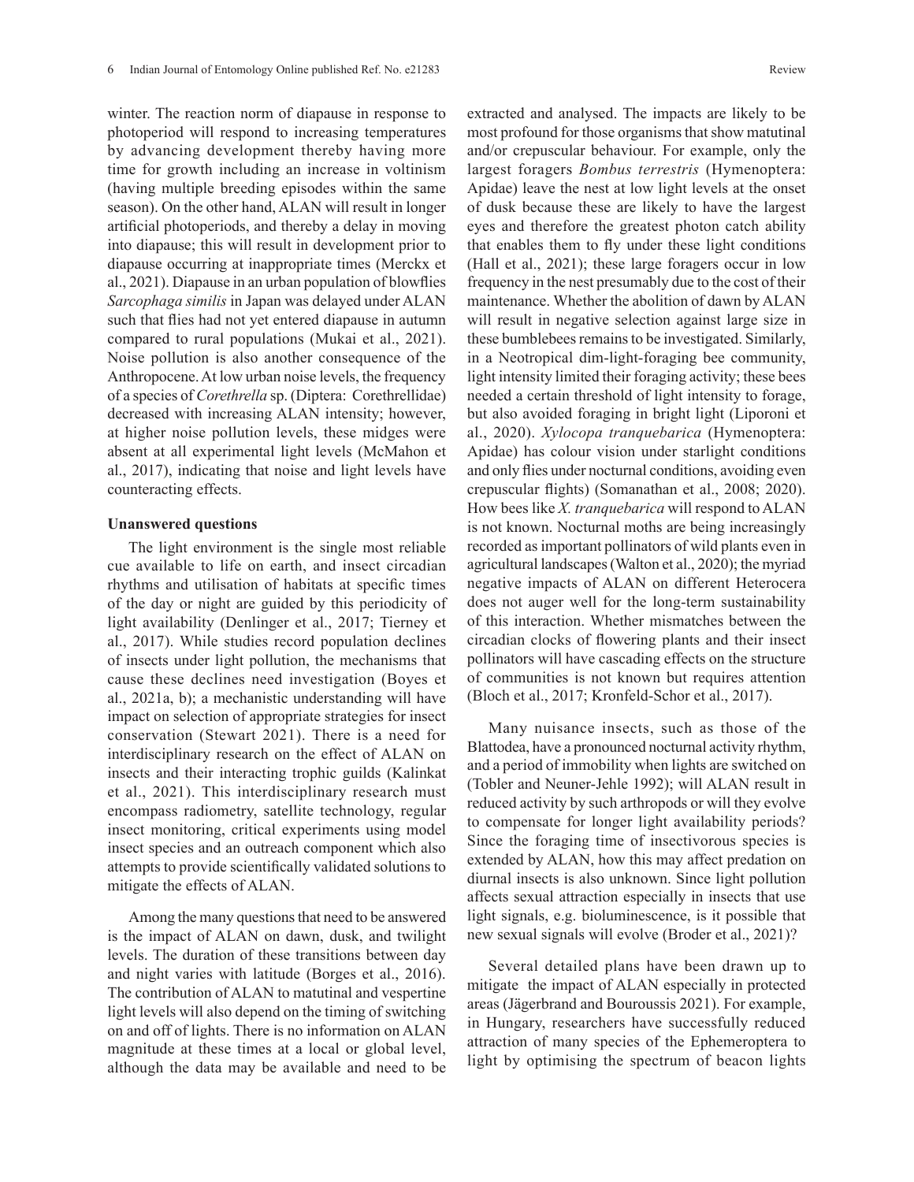winter. The reaction norm of diapause in response to photoperiod will respond to increasing temperatures by advancing development thereby having more time for growth including an increase in voltinism (having multiple breeding episodes within the same season). On the other hand, ALAN will result in longer artificial photoperiods, and thereby a delay in moving into diapause; this will result in development prior to diapause occurring at inappropriate times (Merckx et al., 2021). Diapause in an urban population of blowflies *Sarcophaga similis* in Japan was delayed under ALAN such that flies had not yet entered diapause in autumn compared to rural populations (Mukai et al., 2021). Noise pollution is also another consequence of the Anthropocene. At low urban noise levels, the frequency of a species of *Corethrella* sp. (Diptera: Corethrellidae) decreased with increasing ALAN intensity; however, at higher noise pollution levels, these midges were absent at all experimental light levels (McMahon et al., 2017), indicating that noise and light levels have counteracting effects.

**Unanswered questions**

The light environment is the single most reliable cue available to life on earth, and insect circadian rhythms and utilisation of habitats at specific times of the day or night are guided by this periodicity of light availability (Denlinger et al., 2017; Tierney et al., 2017). While studies record population declines of insects under light pollution, the mechanisms that cause these declines need investigation (Boyes et al., 2021a, b); a mechanistic understanding will have impact on selection of appropriate strategies for insect conservation (Stewart 2021). There is a need for interdisciplinary research on the effect of ALAN on insects and their interacting trophic guilds (Kalinkat et al., 2021). This interdisciplinary research must encompass radiometry, satellite technology, regular insect monitoring, critical experiments using model insect species and an outreach component which also attempts to provide scientifically validated solutions to mitigate the effects of ALAN.

Among the many questions that need to be answered is the impact of ALAN on dawn, dusk, and twilight levels. The duration of these transitions between day and night varies with latitude (Borges et al., 2016). The contribution of ALAN to matutinal and vespertine light levels will also depend on the timing of switching on and off of lights. There is no information on ALAN magnitude at these times at a local or global level, although the data may be available and need to be extracted and analysed. The impacts are likely to be most profound for those organisms that show matutinal and/or crepuscular behaviour. For example, only the largest foragers *Bombus terrestris* (Hymenoptera: Apidae) leave the nest at low light levels at the onset of dusk because these are likely to have the largest eyes and therefore the greatest photon catch ability that enables them to fly under these light conditions (Hall et al., 2021); these large foragers occur in low frequency in the nest presumably due to the cost of their maintenance. Whether the abolition of dawn by ALAN will result in negative selection against large size in these bumblebees remains to be investigated. Similarly, in a Neotropical dim-light-foraging bee community, light intensity limited their foraging activity; these bees needed a certain threshold of light intensity to forage, but also avoided foraging in bright light (Liporoni et al., 2020). *Xylocopa tranquebarica* (Hymenoptera: Apidae) has colour vision under starlight conditions and only flies under nocturnal conditions, avoiding even crepuscular flights) (Somanathan et al., 2008; 2020). How bees like *X. tranquebarica* will respond to ALAN is not known. Nocturnal moths are being increasingly recorded as important pollinators of wild plants even in agricultural landscapes (Walton et al., 2020); the myriad negative impacts of ALAN on different Heterocera does not auger well for the long-term sustainability of this interaction. Whether mismatches between the circadian clocks of flowering plants and their insect pollinators will have cascading effects on the structure of communities is not known but requires attention (Bloch et al., 2017; Kronfeld-Schor et al., 2017).

Many nuisance insects, such as those of the Blattodea, have a pronounced nocturnal activity rhythm, and a period of immobility when lights are switched on (Tobler and Neuner-Jehle 1992); will ALAN result in reduced activity by such arthropods or will they evolve to compensate for longer light availability periods? Since the foraging time of insectivorous species is extended by ALAN, how this may affect predation on diurnal insects is also unknown. Since light pollution affects sexual attraction especially in insects that use light signals, e.g. bioluminescence, is it possible that new sexual signals will evolve (Broder et al., 2021)?

Several detailed plans have been drawn up to mitigate the impact of ALAN especially in protected areas (Jägerbrand and Bouroussis 2021). For example, in Hungary, researchers have successfully reduced attraction of many species of the Ephemeroptera to light by optimising the spectrum of beacon lights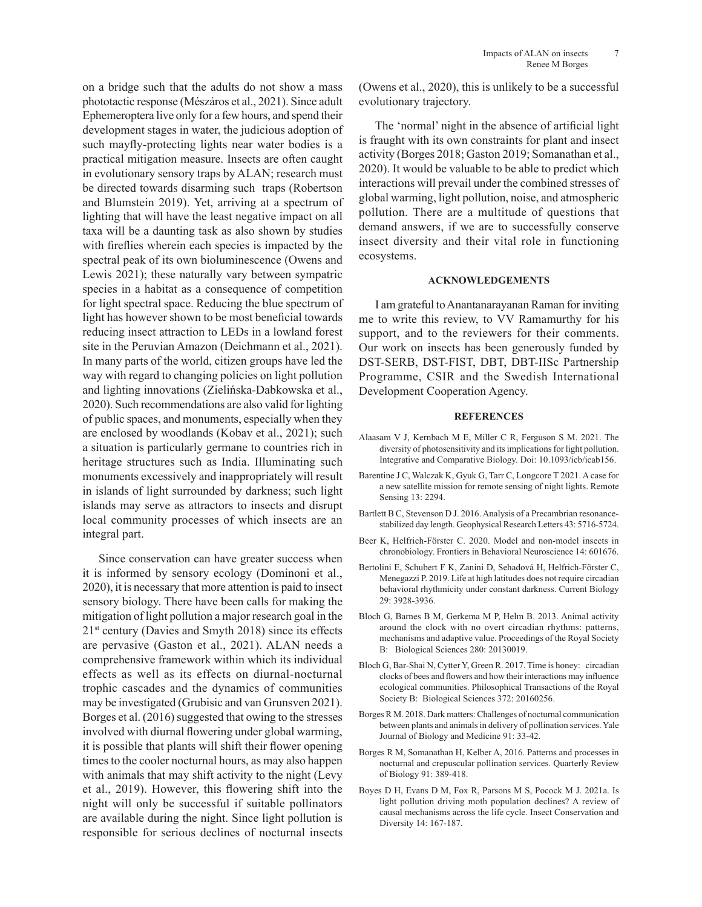on a bridge such that the adults do not show a mass phototactic response (Mészáros et al., 2021). Since adult Ephemeroptera live only for a few hours, and spend their development stages in water, the judicious adoption of such mayfly-protecting lights near water bodies is a practical mitigation measure. Insects are often caught in evolutionary sensory traps by ALAN; research must be directed towards disarming such traps (Robertson and Blumstein 2019). Yet, arriving at a spectrum of lighting that will have the least negative impact on all taxa will be a daunting task as also shown by studies with fireflies wherein each species is impacted by the spectral peak of its own bioluminescence (Owens and Lewis 2021); these naturally vary between sympatric species in a habitat as a consequence of competition for light spectral space. Reducing the blue spectrum of light has however shown to be most beneficial towards reducing insect attraction to LEDs in a lowland forest site in the Peruvian Amazon (Deichmann et al., 2021). In many parts of the world, citizen groups have led the way with regard to changing policies on light pollution and lighting innovations (Zielińska-Dabkowska et al., 2020). Such recommendations are also valid for lighting of public spaces, and monuments, especially when they are enclosed by woodlands (Kobav et al., 2021); such a situation is particularly germane to countries rich in heritage structures such as India. Illuminating such monuments excessively and inappropriately will result in islands of light surrounded by darkness; such light islands may serve as attractors to insects and disrupt local community processes of which insects are an integral part.

Since conservation can have greater success when it is informed by sensory ecology (Dominoni et al., 2020), it is necessary that more attention is paid to insect sensory biology. There have been calls for making the mitigation of light pollution a major research goal in the 21st century (Davies and Smyth 2018) since its effects are pervasive (Gaston et al., 2021). ALAN needs a comprehensive framework within which its individual effects as well as its effects on diurnal-nocturnal trophic cascades and the dynamics of communities may be investigated (Grubisic and van Grunsven 2021). Borges et al. (2016) suggested that owing to the stresses involved with diurnal flowering under global warming, it is possible that plants will shift their flower opening times to the cooler nocturnal hours, as may also happen with animals that may shift activity to the night (Levy et al., 2019). However, this flowering shift into the night will only be successful if suitable pollinators are available during the night. Since light pollution is responsible for serious declines of nocturnal insects (Owens et al., 2020), this is unlikely to be a successful evolutionary trajectory.

The 'normal' night in the absence of artificial light is fraught with its own constraints for plant and insect activity (Borges 2018; Gaston 2019; Somanathan et al., 2020). It would be valuable to be able to predict which interactions will prevail under the combined stresses of global warming, light pollution, noise, and atmospheric pollution. There are a multitude of questions that demand answers, if we are to successfully conserve insect diversity and their vital role in functioning ecosystems.

## ACKNOWLEDGEMENTS

I am grateful to Anantanarayanan Raman for inviting me to write this review, to VV Ramamurthy for his support, and to the reviewers for their comments. Our work on insects has been generously funded by DST-SERB, DST-FIST, DBT, DBT-IISc Partnership Programme, CSIR and the Swedish International Development Cooperation Agency.

## REFERENCES

Alaasam V J, Kernbach M E, Miller C R, Ferguson S M. 2021. The diversity of photosensitivity and its implications for light pollution. Integrative and Comparative Biology. Doi: 10.1093/icb/icab156.

Barentine J C, Walczak K, Gyuk G, Tarr C, Longcore T 2021. A case for a new satellite mission for remote sensing of night lights. Remote Sensing 13: 2294.

Bartlett B C, Stevenson D J. 2016. Analysis of a Precambrian resonance-stabilized day length. Geophysical Research Letters 43: 5716-5724.

Beer K, Helfrich-Förster C. 2020. Model and non-model insects in chronobiology. Frontiers in Behavioral Neuroscience 14: 601676.

Bertolini E, Schubert F K, Zanini D, Sehadová H, Helfrich-Förster C, Menegazzi P. 2019. Life at high latitudes does not require circadian behavioral rhythmicity under constant darkness. Current Biology 29: 3928-3936.

Bloch G, Barnes B M, Gerkema M P, Helm B. 2013. Animal activity around the clock with no overt circadian rhythms: patterns, mechanisms and adaptive value. Proceedings of the Royal Society B: Biological Sciences 280: 20130019.

Bloch G, Bar-Shai N, Cytter Y, Green R. 2017. Time is honey: circadian clocks of bees and flowers and how their interactions may influence ecological communities. Philosophical Transactions of the Royal Society B: Biological Sciences 372: 20160256.

Borges R M. 2018. Dark matters: Challenges of nocturnal communication between plants and animals in delivery of pollination services. Yale Journal of Biology and Medicine 91: 33-42.

Borges R M, Somanathan H, Kelber A, 2016. Patterns and processes in nocturnal and crepuscular pollination services. Quarterly Review of Biology 91: 389-418.

Boyes D H, Evans D M, Fox R, Parsons M S, Pocock M J. 2021a. Is light pollution driving moth population declines? A review of causal mechanisms across the life cycle. Insect Conservation and Diversity 14: 167-187.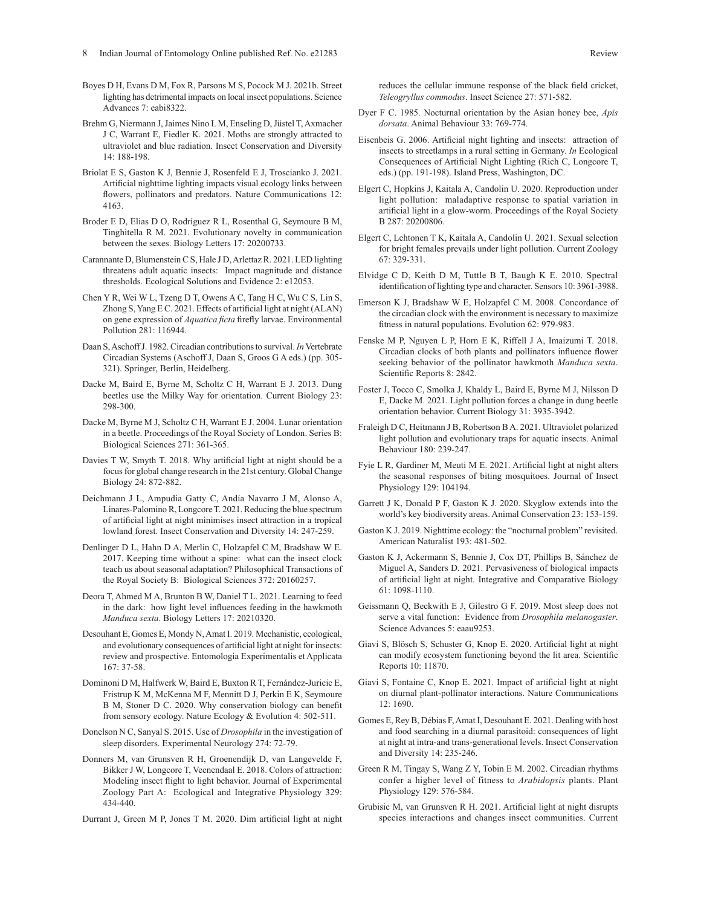Boyes D H, Evans D M, Fox R, Parsons M S, Pocock M J. 2021b. Street lighting has detrimental impacts on local insect populations. Science Advances 7: eabi8322.

Brehm G, Niermann J, Jaimes Nino L M, Enseling D, Jüstel T, Axmacher J C, Warrant E, Fiedler K. 2021. Moths are strongly attracted to ultraviolet and blue radiation. Insect Conservation and Diversity 14: 188-198.

Briolat E S, Gaston K J, Bennie J, Rosenfeld E J, Troscianko J. 2021. Artificial nighttime lighting impacts visual ecology links between flowers, pollinators and predators. Nature Communications 12: 4163.

Broder E D, Elias D O, Rodríguez R L, Rosenthal G, Seymoure B M, Tinghitella R M. 2021. Evolutionary novelty in communication between the sexes. Biology Letters 17: 20200733.

Carannante D, Blumenstein C S, Hale J D, Arlettaz R. 2021. LED lighting threatens adult aquatic insects: Impact magnitude and distance thresholds. Ecological Solutions and Evidence 2: e12053.

Chen Y R, Wei W L, Tzeng D T, Owens A C, Tang H C, Wu C S, Lin S, Zhong S, Yang E C. 2021. Effects of artificial light at night (ALAN) on gene expression of *Aquatica ficta* firefly larvae. Environmental Pollution 281: 116944.

Daan S, Aschoff J. 1982. Circadian contributions to survival. *In* Vertebrate Circadian Systems (Aschoff J, Daan S, Groos G A eds.) (pp. 305-321). Springer, Berlin, Heidelberg.

Dacke M, Baird E, Byrne M, Scholtz C H, Warrant E J. 2013. Dung beetles use the Milky Way for orientation. Current Biology 23: 298-300.

Dacke M, Byrne M J, Scholtz C H, Warrant E J. 2004. Lunar orientation in a beetle. Proceedings of the Royal Society of London. Series B: Biological Sciences 271: 361-365.

Davies T W, Smyth T. 2018. Why artificial light at night should be a focus for global change research in the 21st century. Global Change Biology 24: 872-882.

Deichmann J L, Ampudia Gatty C, Andía Navarro J M, Alonso A, Linares-Palomino R, Longcore T. 2021. Reducing the blue spectrum of artificial light at night minimises insect attraction in a tropical lowland forest. Insect Conservation and Diversity 14: 247-259.

Denlinger D L, Hahn D A, Merlin C, Holzapfel C M, Bradshaw W E. 2017. Keeping time without a spine: what can the insect clock teach us about seasonal adaptation? Philosophical Transactions of the Royal Society B: Biological Sciences 372: 20160257.

Deora T, Ahmed M A, Brunton B W, Daniel T L. 2021. Learning to feed in the dark: how light level influences feeding in the hawkmoth *Manduca sexta*. Biology Letters 17: 20210320.

Desouhant E, Gomes E, Mondy N, Amat I. 2019. Mechanistic, ecological, and evolutionary consequences of artificial light at night for insects: review and prospective. Entomologia Experimentalis et Applicata 167: 37-58.

Dominoni D M, Halfwerk W, Baird E, Buxton R T, Fernández-Juricic E, Fristrup K M, McKenna M F, Mennitt D J, Perkin E K, Seymoure B M, Stoner D C. 2020. Why conservation biology can benefit from sensory ecology. Nature Ecology & Evolution 4: 502-511.

Donelson N C, Sanyal S. 2015. Use of *Drosophila* in the investigation of sleep disorders. Experimental Neurology 274: 72-79.

Donners M, van Grunsven R H, Groenendijk D, van Langevelde F, Bikker J W, Longcore T, Veenendaal E. 2018. Colors of attraction: Modeling insect flight to light behavior. Journal of Experimental Zoology Part A: Ecological and Integrative Physiology 329: 434-440.

Durrant J, Green M P, Jones T M. 2020. Dim artificial light at night reduces the cellular immune response of the black field cricket, *Teleogryllus commodus*. Insect Science 27: 571-582.

Dyer F C. 1985. Nocturnal orientation by the Asian honey bee, *Apis dorsata*. Animal Behaviour 33: 769-774.

Eisenbeis G. 2006. Artificial night lighting and insects: attraction of insects to streetlamps in a rural setting in Germany. *In* Ecological Consequences of Artificial Night Lighting (Rich C, Longcore T, eds.) (pp. 191-198). Island Press, Washington, DC.

Elgert C, Hopkins J, Kaitala A, Candolin U. 2020. Reproduction under light pollution: maladaptive response to spatial variation in artificial light in a glow-worm. Proceedings of the Royal Society B 287: 20200806.

Elgert C, Lehtonen T K, Kaitala A, Candolin U. 2021. Sexual selection for bright females prevails under light pollution. Current Zoology 67: 329-331.

Elvidge C D, Keith D M, Tuttle B T, Baugh K E. 2010. Spectral identification of lighting type and character. Sensors 10: 3961-3988.

Emerson K J, Bradshaw W E, Holzapfel C M. 2008. Concordance of the circadian clock with the environment is necessary to maximize fitness in natural populations. Evolution 62: 979-983.

Fenske M P, Nguyen L P, Horn E K, Riffell J A, Imaizumi T. 2018. Circadian clocks of both plants and pollinators influence flower seeking behavior of the pollinator hawkmoth *Manduca sexta*. Scientific Reports 8: 2842.

Foster J, Tocco C, Smolka J, Khaldy L, Baird E, Byrne M J, Nilsson D E, Dacke M. 2021. Light pollution forces a change in dung beetle orientation behavior. Current Biology 31: 3935-3942.

Fraleigh D C, Heitmann J B, Robertson B A. 2021. Ultraviolet polarized light pollution and evolutionary traps for aquatic insects. Animal Behaviour 180: 239-247.

Fyie L R, Gardiner M, Meuti M E. 2021. Artificial light at night alters the seasonal responses of biting mosquitoes. Journal of Insect Physiology 129: 104194.

Garrett J K, Donald P F, Gaston K J. 2020. Skyglow extends into the world's key biodiversity areas. Animal Conservation 23: 153-159.

Gaston K J. 2019. Nighttime ecology: the "nocturnal problem" revisited. American Naturalist 193: 481-502.

Gaston K J, Ackermann S, Bennie J, Cox DT, Phillips B, Sánchez de Miguel A, Sanders D. 2021. Pervasiveness of biological impacts of artificial light at night. Integrative and Comparative Biology 61: 1098-1110.

Geissmann Q, Beckwith E J, Gilestro G F. 2019. Most sleep does not serve a vital function: Evidence from *Drosophila melanogaster*. Science Advances 5: eaau9253.

Giavi S, Blösch S, Schuster G, Knop E. 2020. Artificial light at night can modify ecosystem functioning beyond the lit area. Scientific Reports 10: 11870.

Giavi S, Fontaine C, Knop E. 2021. Impact of artificial light at night on diurnal plant-pollinator interactions. Nature Communications 12: 1690.

Gomes E, Rey B, Débias F, Amat I, Desouhant E. 2021. Dealing with host and food searching in a diurnal parasitoid: consequences of light at night at intra-and trans-generational levels. Insect Conservation and Diversity 14: 235-246.

Green R M, Tingay S, Wang Z Y, Tobin E M. 2002. Circadian rhythms confer a higher level of fitness to *Arabidopsis* plants. Plant Physiology 129: 576-584.

Grubisic M, van Grunsven R H. 2021. Artificial light at night disrupts species interactions and changes insect communities. Current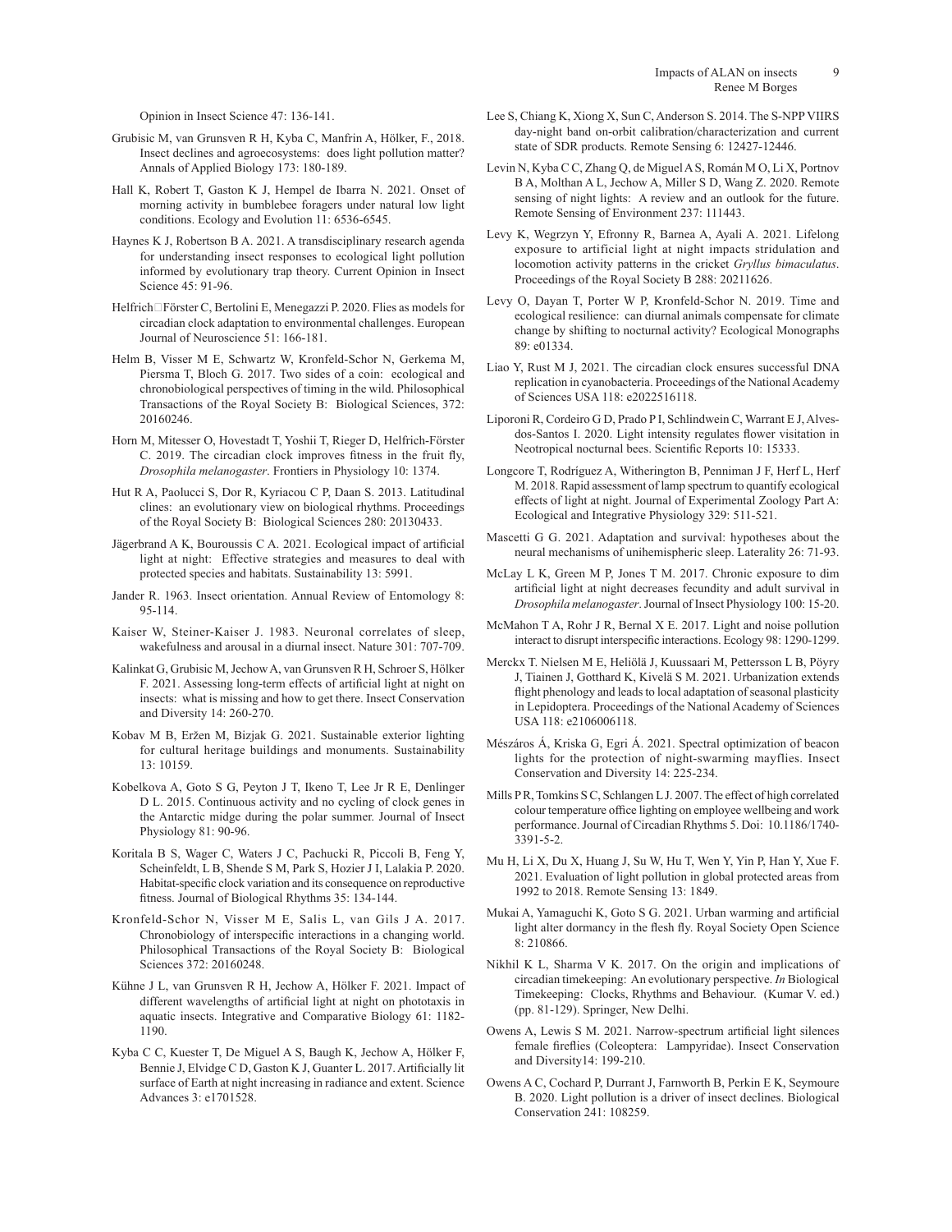Opinion in Insect Science 47: 136-141.

Grubisic M, van Grunsven R H, Kyba C, Manfrin A, Hölker, F., 2018. Insect declines and agroecosystems: does light pollution matter? Annals of Applied Biology 173: 180-189.

Hall K, Robert T, Gaston K J, Hempel de Ibarra N. 2021. Onset of morning activity in bumblebee foragers under natural low light conditions. Ecology and Evolution 11: 6536-6545.

Haynes K J, Robertson B A. 2021. A transdisciplinary research agenda for understanding insect responses to ecological light pollution informed by evolutionary trap theory. Current Opinion in Insect Science 45: 91-96.

Helfrich□Förster C, Bertolini E, Menegazzi P. 2020. Flies as models for circadian clock adaptation to environmental challenges. European Journal of Neuroscience 51: 166-181.

Helm B, Visser M E, Schwartz W, Kronfeld-Schor N, Gerkema M, Piersma T, Bloch G. 2017. Two sides of a coin: ecological and chronobiological perspectives of timing in the wild. Philosophical Transactions of the Royal Society B: Biological Sciences, 372: 20160246.

Horn M, Mitesser O, Hovestadt T, Yoshii T, Rieger D, Helfrich-Förster C. 2019. The circadian clock improves fitness in the fruit fly, *Drosophila melanogaster*. Frontiers in Physiology 10: 1374.

Hut R A, Paolucci S, Dor R, Kyriacou C P, Daan S. 2013. Latitudinal clines: an evolutionary view on biological rhythms. Proceedings of the Royal Society B: Biological Sciences 280: 20130433.

Jägerbrand A K, Bouroussis C A. 2021. Ecological impact of artificial light at night: Effective strategies and measures to deal with protected species and habitats. Sustainability 13: 5991.

Jander R. 1963. Insect orientation. Annual Review of Entomology 8: 95-114.

Kaiser W, Steiner-Kaiser J. 1983. Neuronal correlates of sleep, wakefulness and arousal in a diurnal insect. Nature 301: 707-709.

Kalinkat G, Grubisic M, Jechow A, van Grunsven R H, Schroer S, Hölker F. 2021. Assessing long-term effects of artificial light at night on insects: what is missing and how to get there. Insect Conservation and Diversity 14: 260-270.

Kobav M B, Eržen M, Bizjak G. 2021. Sustainable exterior lighting for cultural heritage buildings and monuments. Sustainability 13: 10159.

Kobelkova A, Goto S G, Peyton J T, Ikeno T, Lee Jr R E, Denlinger D L. 2015. Continuous activity and no cycling of clock genes in the Antarctic midge during the polar summer. Journal of Insect Physiology 81: 90-96.

Koritala B S, Wager C, Waters J C, Pachucki R, Piccoli B, Feng Y, Scheinfeldt, L B, Shende S M, Park S, Hozier J I, Lalakia P. 2020. Habitat-specific clock variation and its consequence on reproductive fitness. Journal of Biological Rhythms 35: 134-144.

Kronfeld-Schor N, Visser M E, Salis L, van Gils J A. 2017. Chronobiology of interspecific interactions in a changing world. Philosophical Transactions of the Royal Society B: Biological Sciences 372: 20160248.

Kühne J L, van Grunsven R H, Jechow A, Hölker F. 2021. Impact of different wavelengths of artificial light at night on phototaxis in aquatic insects. Integrative and Comparative Biology 61: 1182-1190.

Kyba C C, Kuester T, De Miguel A S, Baugh K, Jechow A, Hölker F, Bennie J, Elvidge C D, Gaston K J, Guanter L. 2017. Artificially lit surface of Earth at night increasing in radiance and extent. Science Advances 3: e1701528.

Lee S, Chiang K, Xiong X, Sun C, Anderson S. 2014. The S-NPP VIIRS day-night band on-orbit calibration/characterization and current state of SDR products. Remote Sensing 6: 12427-12446.

Levin N, Kyba C C, Zhang Q, de Miguel A S, Román M O, Li X, Portnov B A, Molthan A L, Jechow A, Miller S D, Wang Z. 2020. Remote sensing of night lights: A review and an outlook for the future. Remote Sensing of Environment 237: 111443.

Levy K, Wegrzyn Y, Efronny R, Barnea A, Ayali A. 2021. Lifelong exposure to artificial light at night impacts stridulation and locomotion activity patterns in the cricket *Gryllus bimaculatus*. Proceedings of the Royal Society B 288: 20211626.

Levy O, Dayan T, Porter W P, Kronfeld-Schor N. 2019. Time and ecological resilience: can diurnal animals compensate for climate change by shifting to nocturnal activity? Ecological Monographs 89: e01334.

Liao Y, Rust M J, 2021. The circadian clock ensures successful DNA replication in cyanobacteria. Proceedings of the National Academy of Sciences USA 118: e2022516118.

Liporoni R, Cordeiro G D, Prado P I, Schlindwein C, Warrant E J, Alves-dos-Santos I. 2020. Light intensity regulates flower visitation in Neotropical nocturnal bees. Scientific Reports 10: 15333.

Longcore T, Rodríguez A, Witherington B, Penniman J F, Herf L, Herf M. 2018. Rapid assessment of lamp spectrum to quantify ecological effects of light at night. Journal of Experimental Zoology Part A: Ecological and Integrative Physiology 329: 511-521.

Mascetti G G. 2021. Adaptation and survival: hypotheses about the neural mechanisms of unihemispheric sleep. Laterality 26: 71-93.

McLay L K, Green M P, Jones T M. 2017. Chronic exposure to dim artificial light at night decreases fecundity and adult survival in *Drosophila melanogaster*. Journal of Insect Physiology 100: 15-20.

McMahon T A, Rohr J R, Bernal X E. 2017. Light and noise pollution interact to disrupt interspecific interactions. Ecology 98: 1290-1299.

Merckx T. Nielsen M E, Heliölä J, Kuussaari M, Pettersson L B, Pöyry J, Tiainen J, Gotthard K, Kivelä S M. 2021. Urbanization extends flight phenology and leads to local adaptation of seasonal plasticity in Lepidoptera. Proceedings of the National Academy of Sciences USA 118: e2106006118.

Mészáros Á, Kriska G, Egri Á. 2021. Spectral optimization of beacon lights for the protection of night-swarming mayflies. Insect Conservation and Diversity 14: 225-234.

Mills P R, Tomkins S C, Schlangen L J. 2007. The effect of high correlated colour temperature office lighting on employee wellbeing and work performance. Journal of Circadian Rhythms 5. Doi: 10.1186/1740-3391-5-2.

Mu H, Li X, Du X, Huang J, Su W, Hu T, Wen Y, Yin P, Han Y, Xue F. 2021. Evaluation of light pollution in global protected areas from 1992 to 2018. Remote Sensing 13: 1849.

Mukai A, Yamaguchi K, Goto S G. 2021. Urban warming and artificial light alter dormancy in the flesh fly. Royal Society Open Science 8: 210866.

Nikhil K L, Sharma V K. 2017. On the origin and implications of circadian timekeeping: An evolutionary perspective. *In* Biological Timekeeping: Clocks, Rhythms and Behaviour. (Kumar V. ed.) (pp. 81-129). Springer, New Delhi.

Owens A, Lewis S M. 2021. Narrow-spectrum artificial light silences female fireflies (Coleoptera: Lampyridae). Insect Conservation and Diversity14: 199-210.

Owens A C, Cochard P, Durrant J, Farnworth B, Perkin E K, Seymoure B. 2020. Light pollution is a driver of insect declines. Biological Conservation 241: 108259.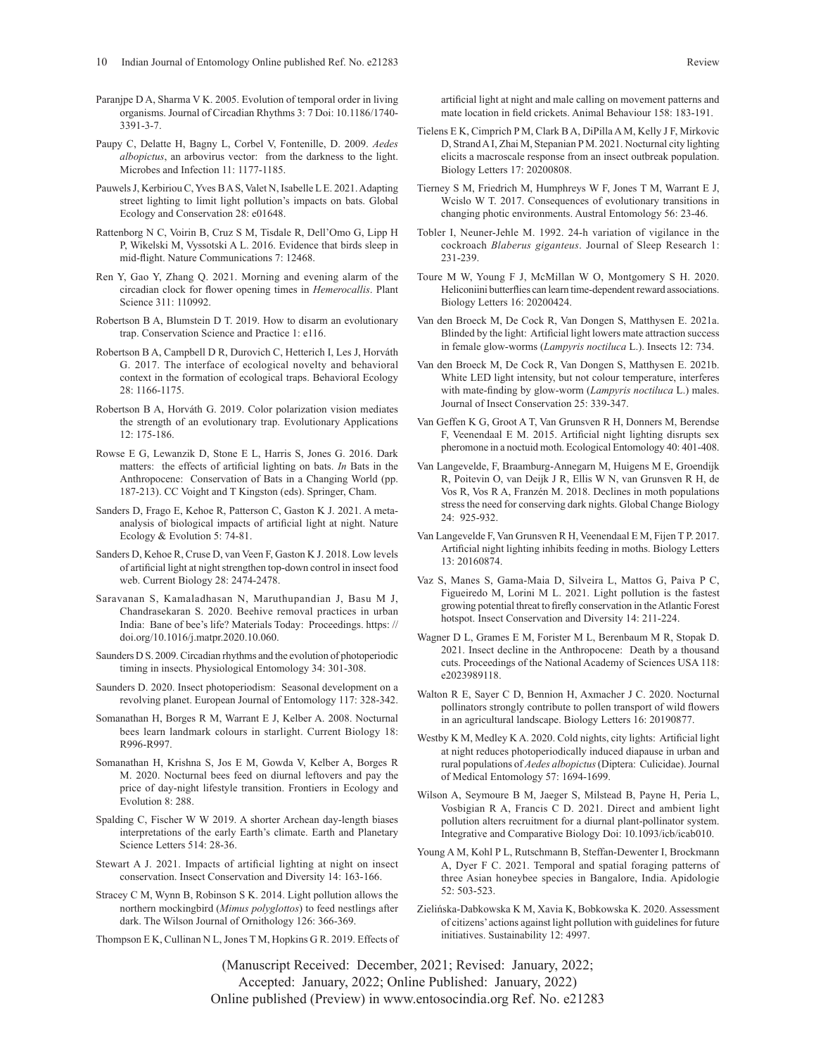Paranjpe D A, Sharma V K. 2005. Evolution of temporal order in living organisms. Journal of Circadian Rhythms 3: 7 Doi: 10.1186/1740-3391-3-7.

Paupy C, Delatte H, Bagny L, Corbel V, Fontenille, D. 2009. *Aedes albopictus*, an arbovirus vector: from the darkness to the light. Microbes and Infection 11: 1177-1185.

Pauwels J, Kerbiriou C, Yves B A S, Valet N, Isabelle L E. 2021. Adapting street lighting to limit light pollution's impacts on bats. Global Ecology and Conservation 28: e01648.

Rattenborg N C, Voirin B, Cruz S M, Tisdale R, Dell'Omo G, Lipp H P, Wikelski M, Vyssotski A L. 2016. Evidence that birds sleep in mid-flight. Nature Communications 7: 12468.

Ren Y, Gao Y, Zhang Q. 2021. Morning and evening alarm of the circadian clock for flower opening times in *Hemerocallis*. Plant Science 311: 110992.

Robertson B A, Blumstein D T. 2019. How to disarm an evolutionary trap. Conservation Science and Practice 1: e116.

Robertson B A, Campbell D R, Durovich C, Hetterich I, Les J, Horváth G. 2017. The interface of ecological novelty and behavioral context in the formation of ecological traps. Behavioral Ecology 28: 1166-1175.

Robertson B A, Horváth G. 2019. Color polarization vision mediates the strength of an evolutionary trap. Evolutionary Applications 12: 175-186.

Rowse E G, Lewanzik D, Stone E L, Harris S, Jones G. 2016. Dark matters: the effects of artificial lighting on bats. *In* Bats in the Anthropocene: Conservation of Bats in a Changing World (pp. 187-213). CC Voight and T Kingston (eds). Springer, Cham.

Sanders D, Frago E, Kehoe R, Patterson C, Gaston K J. 2021. A meta-analysis of biological impacts of artificial light at night. Nature Ecology & Evolution 5: 74-81.

Sanders D, Kehoe R, Cruse D, van Veen F, Gaston K J. 2018. Low levels of artificial light at night strengthen top-down control in insect food web. Current Biology 28: 2474-2478.

Saravanan S, Kamaladhasan N, Maruthupandian J, Basu M J, Chandrasekaran S. 2020. Beehive removal practices in urban India: Bane of bee's life? Materials Today: Proceedings. https: // doi.org/10.1016/j.matpr.2020.10.060.

Saunders D S. 2009. Circadian rhythms and the evolution of photoperiodic timing in insects. Physiological Entomology 34: 301-308.

Saunders D. 2020. Insect photoperiodism: Seasonal development on a revolving planet. European Journal of Entomology 117: 328-342.

Somanathan H, Borges R M, Warrant E J, Kelber A. 2008. Nocturnal bees learn landmark colours in starlight. Current Biology 18: R996-R997.

Somanathan H, Krishna S, Jos E M, Gowda V, Kelber A, Borges R M. 2020. Nocturnal bees feed on diurnal leftovers and pay the price of day-night lifestyle transition. Frontiers in Ecology and Evolution 8: 288.

Spalding C, Fischer W W 2019. A shorter Archean day-length biases interpretations of the early Earth's climate. Earth and Planetary Science Letters 514: 28-36.

Stewart A J. 2021. Impacts of artificial lighting at night on insect conservation. Insect Conservation and Diversity 14: 163-166.

Stracey C M, Wynn B, Robinson S K. 2014. Light pollution allows the northern mockingbird (*Mimus polyglottos*) to feed nestlings after dark. The Wilson Journal of Ornithology 126: 366-369.

Thompson E K, Cullinan N L, Jones T M, Hopkins G R. 2019. Effects of artificial light at night and male calling on movement patterns and mate location in field crickets. Animal Behaviour 158: 183-191.

Tielens E K, Cimprich P M, Clark B A, DiPilla A M, Kelly J F, Mirkovic D, Strand A I, Zhai M, Stepanian P M. 2021. Nocturnal city lighting elicits a macroscale response from an insect outbreak population. Biology Letters 17: 20200808.

Tierney S M, Friedrich M, Humphreys W F, Jones T M, Warrant E J, Wcislo W T. 2017. Consequences of evolutionary transitions in changing photic environments. Austral Entomology 56: 23-46.

Tobler I, Neuner-Jehle M. 1992. 24-h variation of vigilance in the cockroach *Blaberus giganteus*. Journal of Sleep Research 1: 231-239.

Toure M W, Young F J, McMillan W O, Montgomery S H. 2020. Heliconiini butterflies can learn time-dependent reward associations. Biology Letters 16: 20200424.

Van den Broeck M, De Cock R, Van Dongen S, Matthysen E. 2021a. Blinded by the light: Artificial light lowers mate attraction success in female glow-worms (*Lampyris noctiluca* L.). Insects 12: 734.

Van den Broeck M, De Cock R, Van Dongen S, Matthysen E. 2021b. White LED light intensity, but not colour temperature, interferes with mate-finding by glow-worm (*Lampyris noctiluca* L.) males. Journal of Insect Conservation 25: 339-347.

Van Geffen K G, Groot A T, Van Grunsven R H, Donners M, Berendse F, Veenendaal E M. 2015. Artificial night lighting disrupts sex pheromone in a noctuid moth. Ecological Entomology 40: 401-408.

Van Langevelde, F, Braamburg-Annegarn M, Huigens M E, Groendijk R, Poitevin O, van Deijk J R, Ellis W N, van Grunsven R H, de Vos R, Vos R A, Franzén M. 2018. Declines in moth populations stress the need for conserving dark nights. Global Change Biology 24: 925-932.

Van Langevelde F, Van Grunsven R H, Veenendaal E M, Fijen T P. 2017. Artificial night lighting inhibits feeding in moths. Biology Letters 13: 20160874.

Vaz S, Manes S, Gama-Maia D, Silveira L, Mattos G, Paiva P C, Figueiredo M, Lorini M L. 2021. Light pollution is the fastest growing potential threat to firefly conservation in the Atlantic Forest hotspot. Insect Conservation and Diversity 14: 211-224.

Wagner D L, Grames E M, Forister M L, Berenbaum M R, Stopak D. 2021. Insect decline in the Anthropocene: Death by a thousand cuts. Proceedings of the National Academy of Sciences USA 118: e2023989118.

Walton R E, Sayer C D, Bennion H, Axmacher J C. 2020. Nocturnal pollinators strongly contribute to pollen transport of wild flowers in an agricultural landscape. Biology Letters 16: 20190877.

Westby K M, Medley K A. 2020. Cold nights, city lights: Artificial light at night reduces photoperiodically induced diapause in urban and rural populations of *Aedes albopictus* (Diptera: Culicidae). Journal of Medical Entomology 57: 1694-1699.

Wilson A, Seymoure B M, Jaeger S, Milstead B, Payne H, Peria L, Vosbigian R A, Francis C D. 2021. Direct and ambient light pollution alters recruitment for a diurnal plant-pollinator system. Integrative and Comparative Biology Doi: 10.1093/icb/icab010.

Young A M, Kohl P L, Rutschmann B, Steffan-Dewenter I, Brockmann A, Dyer F C. 2021. Temporal and spatial foraging patterns of three Asian honeybee species in Bangalore, India. Apidologie 52: 503-523.

Zielińska-Dabkowska K M, Xavia K, Bobkowska K. 2020. Assessment of citizens' actions against light pollution with guidelines for future initiatives. Sustainability 12: 4997.

(Manuscript Received: December, 2021; Revised: January, 2022; Accepted: January, 2022; Online Published: January, 2022)
Online published (Preview) in www.entosocindia.org Ref. No. e21283